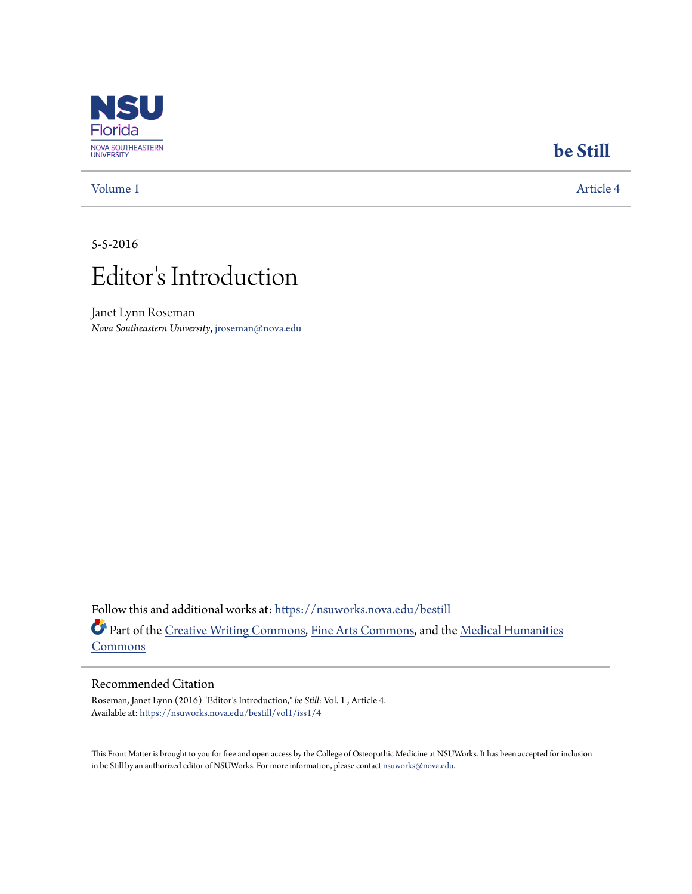NSU Florida
NOVA SOUTHEASTERN UNIVERSITY

**be Still**

Volume 1 | Article 4

5-5-2016

# Editor's Introduction

Janet Lynn Roseman
*Nova Southeastern University*, jroseman@nova.edu

Follow this and additional works at: https://nsuworks.nova.edu/bestill

Part of the Creative Writing Commons, Fine Arts Commons, and the Medical Humanities Commons

## Recommended Citation

Roseman, Janet Lynn (2016) "Editor's Introduction," *be Still*: Vol. 1 , Article 4.
Available at: https://nsuworks.nova.edu/bestill/vol1/iss1/4

This Front Matter is brought to you for free and open access by the College of Osteopathic Medicine at NSUWorks. It has been accepted for inclusion in be Still by an authorized editor of NSUWorks. For more information, please contact nsuworks@nova.edu.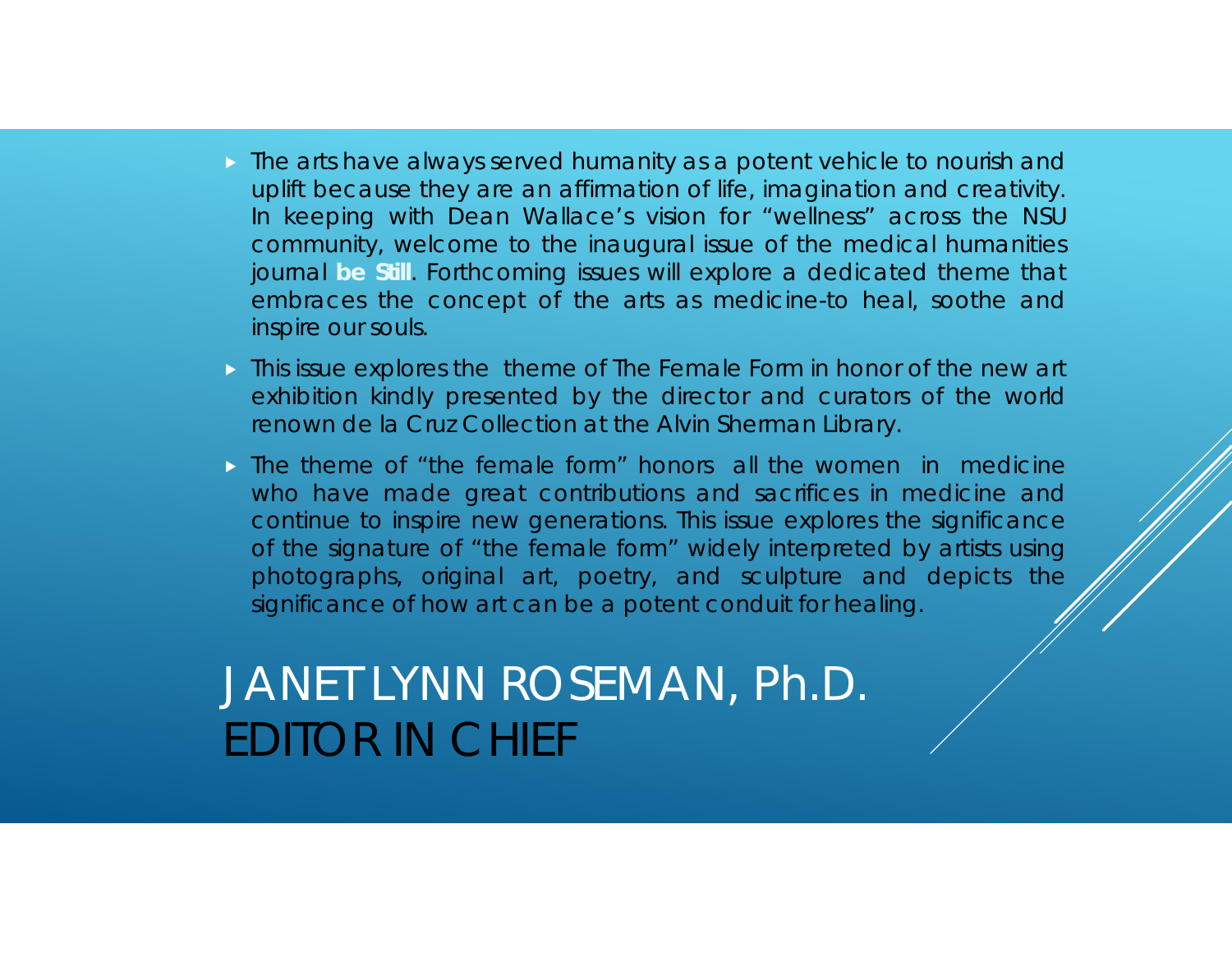- The arts have always served humanity as a potent vehicle to nourish and uplift because they are an affirmation of life, imagination and creativity. In keeping with Dean Wallace's vision for "wellness" across the NSU community, welcome to the inaugural issue of the medical humanities journal **be Still**. Forthcoming issues will explore a dedicated theme that embraces the concept of the arts as medicine-to heal, soothe and inspire our souls.
- This issue explores the theme of The Female Form in honor of the new art exhibition kindly presented by the director and curators of the world renown de la Cruz Collection at the Alvin Sherman Library.
- The theme of "the female form" honors all the women in medicine who have made great contributions and sacrifices in medicine and continue to inspire new generations. This issue explores the significance of the signature of "the female form" widely interpreted by artists using photographs, original art, poetry, and sculpture and depicts the significance of how art can be a potent conduit for healing.

# JANET LYNN ROSEMAN, Ph.D.
# EDITOR IN CHIEF